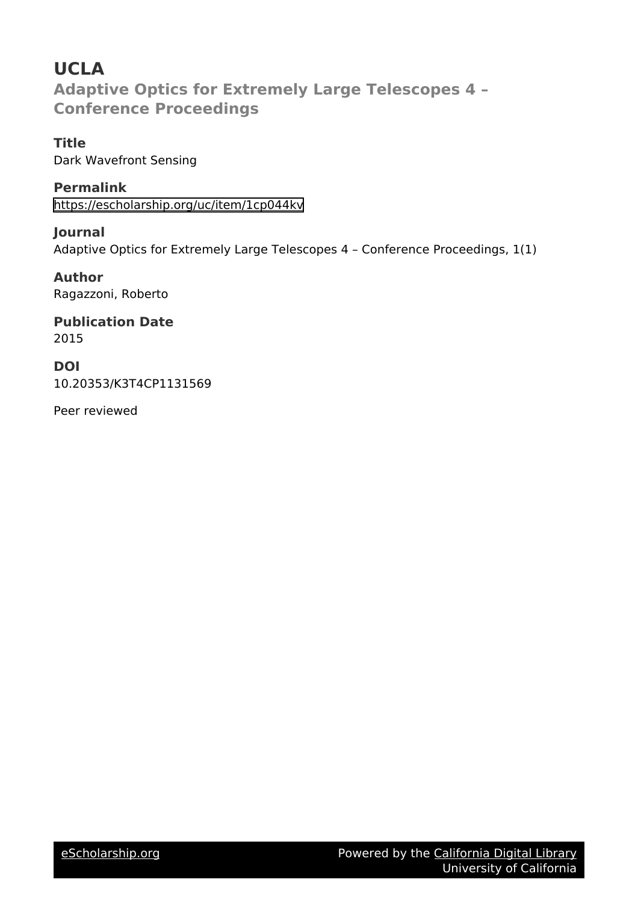# UCLA

## Adaptive Optics for Extremely Large Telescopes 4 – Conference Proceedings

### Title

Dark Wavefront Sensing

### Permalink

https://escholarship.org/uc/item/1cp044kv

### Journal

Adaptive Optics for Extremely Large Telescopes 4 – Conference Proceedings, 1(1)

### Author

Ragazzoni, Roberto

### Publication Date

2015

### DOI

10.20353/K3T4CP1131569

Peer reviewed

eScholarship.org Powered by the California Digital Library University of California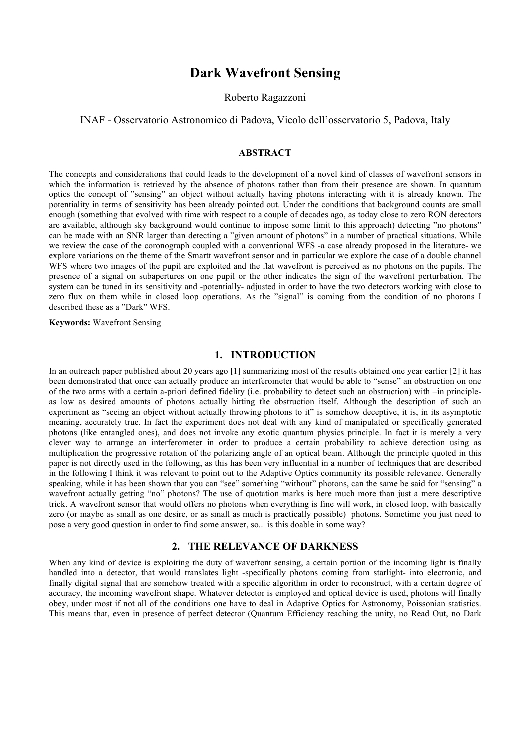# Dark Wavefront Sensing

Roberto Ragazzoni

INAF - Osservatorio Astronomico di Padova, Vicolo dell'osservatorio 5, Padova, Italy

## ABSTRACT

The concepts and considerations that could leads to the development of a novel kind of classes of wavefront sensors in which the information is retrieved by the absence of photons rather than from their presence are shown. In quantum optics the concept of "sensing" an object without actually having photons interacting with it is already known. The potentiality in terms of sensitivity has been already pointed out. Under the conditions that background counts are small enough (something that evolved with time with respect to a couple of decades ago, as today close to zero RON detectors are available, although sky background would continue to impose some limit to this approach) detecting "no photons" can be made with an SNR larger than detecting a "given amount of photons" in a number of practical situations. While we review the case of the coronograph coupled with a conventional WFS -a case already proposed in the literature- we explore variations on the theme of the Smartt wavefront sensor and in particular we explore the case of a double channel WFS where two images of the pupil are exploited and the flat wavefront is perceived as no photons on the pupils. The presence of a signal on subapertures on one pupil or the other indicates the sign of the wavefront perturbation. The system can be tuned in its sensitivity and -potentially- adjusted in order to have the two detectors working with close to zero flux on them while in closed loop operations. As the "signal" is coming from the condition of no photons I described these as a "Dark" WFS.

**Keywords:** Wavefront Sensing

## 1. INTRODUCTION

In an outreach paper published about 20 years ago [1] summarizing most of the results obtained one year earlier [2] it has been demonstrated that once can actually produce an interferometer that would be able to "sense" an obstruction on one of the two arms with a certain a-priori defined fidelity (i.e. probability to detect such an obstruction) with –in principle- as low as desired amounts of photons actually hitting the obstruction itself. Although the description of such an experiment as "seeing an object without actually throwing photons to it" is somehow deceptive, it is, in its asymptotic meaning, accurately true. In fact the experiment does not deal with any kind of manipulated or specifically generated photons (like entangled ones), and does not invoke any exotic quantum physics principle. In fact it is merely a very clever way to arrange an interferometer in order to produce a certain probability to achieve detection using as multiplication the progressive rotation of the polarizing angle of an optical beam. Although the principle quoted in this paper is not directly used in the following, as this has been very influential in a number of techniques that are described in the following I think it was relevant to point out to the Adaptive Optics community its possible relevance. Generally speaking, while it has been shown that you can "see" something "without" photons, can the same be said for "sensing" a wavefront actually getting "no" photons? The use of quotation marks is here much more than just a mere descriptive trick. A wavefront sensor that would offers no photons when everything is fine will work, in closed loop, with basically zero (or maybe as small as one desire, or as small as much is practically possible) photons. Sometime you just need to pose a very good question in order to find some answer, so... is this doable in some way?

## 2. THE RELEVANCE OF DARKNESS

When any kind of device is exploiting the duty of wavefront sensing, a certain portion of the incoming light is finally handled into a detector, that would translates light -specifically photons coming from starlight- into electronic, and finally digital signal that are somehow treated with a specific algorithm in order to reconstruct, with a certain degree of accuracy, the incoming wavefront shape. Whatever detector is employed and optical device is used, photons will finally obey, under most if not all of the conditions one have to deal in Adaptive Optics for Astronomy, Poissonian statistics. This means that, even in presence of perfect detector (Quantum Efficiency reaching the unity, no Read Out, no Dark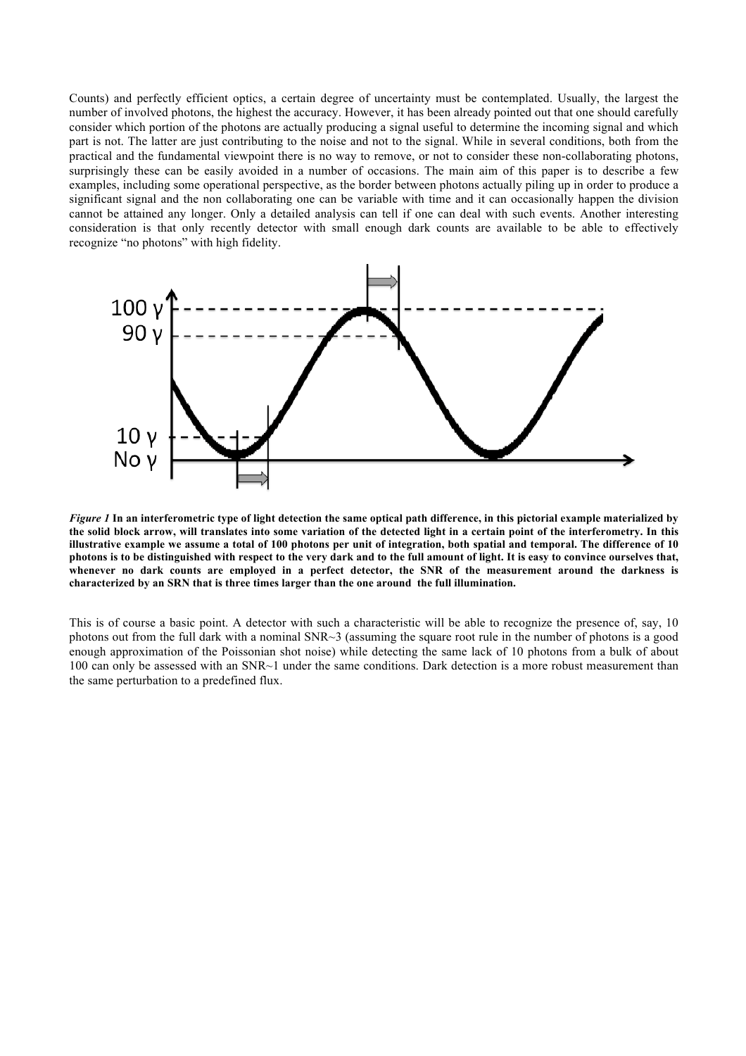Counts) and perfectly efficient optics, a certain degree of uncertainty must be contemplated. Usually, the largest the number of involved photons, the highest the accuracy. However, it has been already pointed out that one should carefully consider which portion of the photons are actually producing a signal useful to determine the incoming signal and which part is not. The latter are just contributing to the noise and not to the signal. While in several conditions, both from the practical and the fundamental viewpoint there is no way to remove, or not to consider these non-collaborating photons, surprisingly these can be easily avoided in a number of occasions. The main aim of this paper is to describe a few examples, including some operational perspective, as the border between photons actually piling up in order to produce a significant signal and the non collaborating one can be variable with time and it can occasionally happen the division cannot be attained any longer. Only a detailed analysis can tell if one can deal with such events. Another interesting consideration is that only recently detector with small enough dark counts are available to be able to effectively recognize "no photons" with high fidelity.

*Figure 1* **In an interferometric type of light detection the same optical path difference, in this pictorial example materialized by the solid block arrow, will translates into some variation of the detected light in a certain point of the interferometry. In this illustrative example we assume a total of 100 photons per unit of integration, both spatial and temporal. The difference of 10 photons is to be distinguished with respect to the very dark and to the full amount of light. It is easy to convince ourselves that, whenever no dark counts are employed in a perfect detector, the SNR of the measurement around the darkness is characterized by an SRN that is three times larger than the one around the full illumination.**

This is of course a basic point. A detector with such a characteristic will be able to recognize the presence of, say, 10 photons out from the full dark with a nominal SNR~3 (assuming the square root rule in the number of photons is a good enough approximation of the Poissonian shot noise) while detecting the same lack of 10 photons from a bulk of about 100 can only be assessed with an SNR~1 under the same conditions. Dark detection is a more robust measurement than the same perturbation to a predefined flux.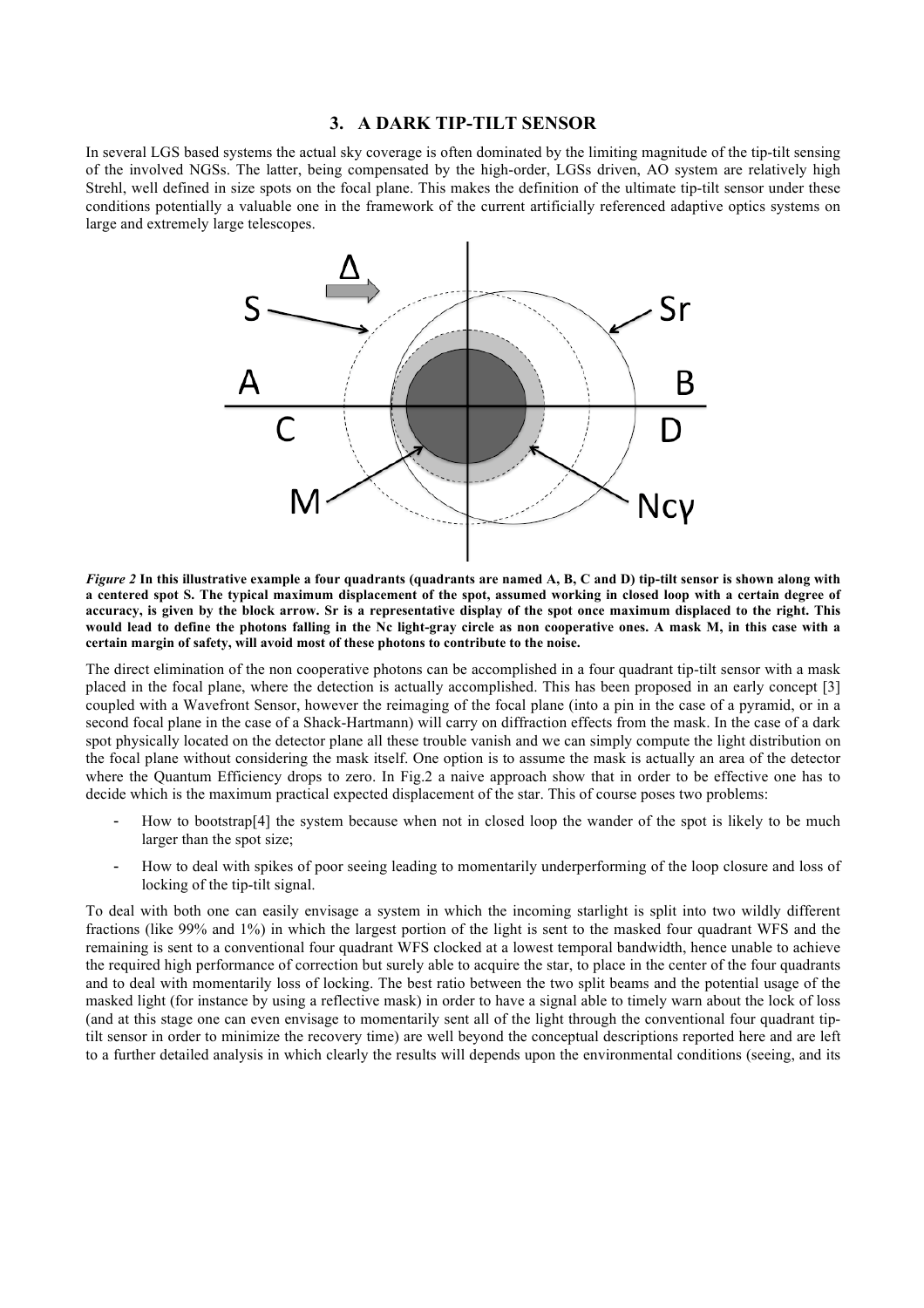## 3. A DARK TIP-TILT SENSOR

In several LGS based systems the actual sky coverage is often dominated by the limiting magnitude of the tip-tilt sensing of the involved NGSs. The latter, being compensated by the high-order, LGSs driven, AO system are relatively high Strehl, well defined in size spots on the focal plane. This makes the definition of the ultimate tip-tilt sensor under these conditions potentially a valuable one in the framework of the current artificially referenced adaptive optics systems on large and extremely large telescopes.

***Figure 2*** **In this illustrative example a four quadrants (quadrants are named A, B, C and D) tip-tilt sensor is shown along with a centered spot S. The typical maximum displacement of the spot, assumed working in closed loop with a certain degree of accuracy, is given by the block arrow. Sr is a representative display of the spot once maximum displaced to the right. This would lead to define the photons falling in the Nc light-gray circle as non cooperative ones. A mask M, in this case with a certain margin of safety, will avoid most of these photons to contribute to the noise.**

The direct elimination of the non cooperative photons can be accomplished in a four quadrant tip-tilt sensor with a mask placed in the focal plane, where the detection is actually accomplished. This has been proposed in an early concept [3] coupled with a Wavefront Sensor, however the reimaging of the focal plane (into a pin in the case of a pyramid, or in a second focal plane in the case of a Shack-Hartmann) will carry on diffraction effects from the mask. In the case of a dark spot physically located on the detector plane all these trouble vanish and we can simply compute the light distribution on the focal plane without considering the mask itself. One option is to assume the mask is actually an area of the detector where the Quantum Efficiency drops to zero. In Fig.2 a naive approach show that in order to be effective one has to decide which is the maximum practical expected displacement of the star. This of course poses two problems:

- How to bootstrap[4] the system because when not in closed loop the wander of the spot is likely to be much larger than the spot size;
- How to deal with spikes of poor seeing leading to momentarily underperforming of the loop closure and loss of locking of the tip-tilt signal.

To deal with both one can easily envisage a system in which the incoming starlight is split into two wildly different fractions (like 99% and 1%) in which the largest portion of the light is sent to the masked four quadrant WFS and the remaining is sent to a conventional four quadrant WFS clocked at a lowest temporal bandwidth, hence unable to achieve the required high performance of correction but surely able to acquire the star, to place in the center of the four quadrants and to deal with momentarily loss of locking. The best ratio between the two split beams and the potential usage of the masked light (for instance by using a reflective mask) in order to have a signal able to timely warn about the lock of loss (and at this stage one can even envisage to momentarily sent all of the light through the conventional four quadrant tip-tilt sensor in order to minimize the recovery time) are well beyond the conceptual descriptions reported here and are left to a further detailed analysis in which clearly the results will depends upon the environmental conditions (seeing, and its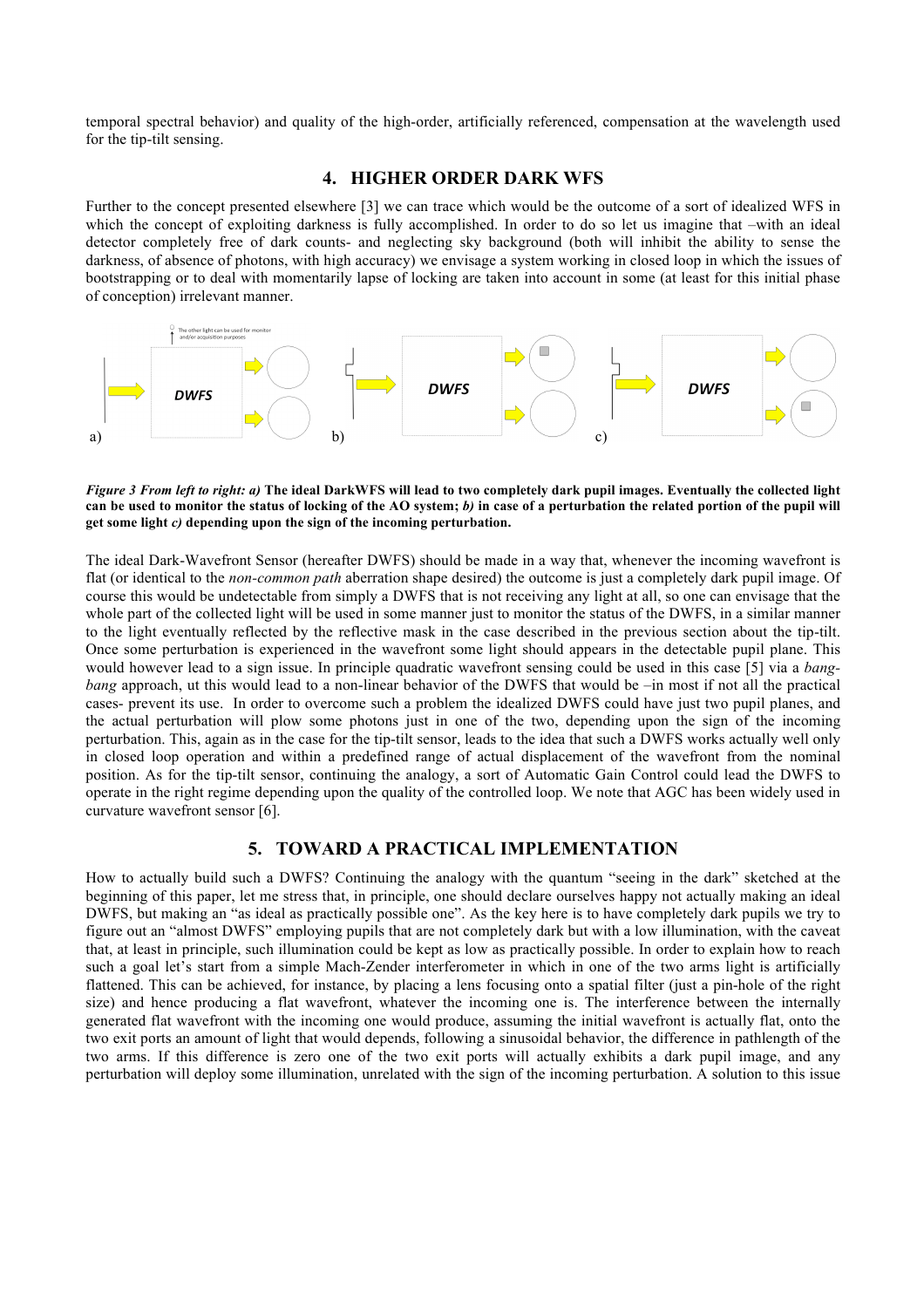temporal spectral behavior) and quality of the high-order, artificially referenced, compensation at the wavelength used for the tip-tilt sensing.

## 4. HIGHER ORDER DARK WFS

Further to the concept presented elsewhere [3] we can trace which would be the outcome of a sort of idealized WFS in which the concept of exploiting darkness is fully accomplished. In order to do so let us imagine that –with an ideal detector completely free of dark counts- and neglecting sky background (both will inhibit the ability to sense the darkness, of absence of photons, with high accuracy) we envisage a system working in closed loop in which the issues of bootstrapping or to deal with momentarily lapse of locking are taken into account in some (at least for this initial phase of conception) irrelevant manner.

***Figure 3 From left to right: a)* The ideal DarkWFS will lead to two completely dark pupil images. Eventually the collected light can be used to monitor the status of locking of the AO system; *b)* in case of a perturbation the related portion of the pupil will get some light *c)* depending upon the sign of the incoming perturbation.**

The ideal Dark-Wavefront Sensor (hereafter DWFS) should be made in a way that, whenever the incoming wavefront is flat (or identical to the *non-common path* aberration shape desired) the outcome is just a completely dark pupil image. Of course this would be undetectable from simply a DWFS that is not receiving any light at all, so one can envisage that the whole part of the collected light will be used in some manner just to monitor the status of the DWFS, in a similar manner to the light eventually reflected by the reflective mask in the case described in the previous section about the tip-tilt. Once some perturbation is experienced in the wavefront some light should appears in the detectable pupil plane. This would however lead to a sign issue. In principle quadratic wavefront sensing could be used in this case [5] via a *bang-bang* approach, ut this would lead to a non-linear behavior of the DWFS that would be –in most if not all the practical cases- prevent its use. In order to overcome such a problem the idealized DWFS could have just two pupil planes, and the actual perturbation will plow some photons just in one of the two, depending upon the sign of the incoming perturbation. This, again as in the case for the tip-tilt sensor, leads to the idea that such a DWFS works actually well only in closed loop operation and within a predefined range of actual displacement of the wavefront from the nominal position. As for the tip-tilt sensor, continuing the analogy, a sort of Automatic Gain Control could lead the DWFS to operate in the right regime depending upon the quality of the controlled loop. We note that AGC has been widely used in curvature wavefront sensor [6].

## 5. TOWARD A PRACTICAL IMPLEMENTATION

How to actually build such a DWFS? Continuing the analogy with the quantum "seeing in the dark" sketched at the beginning of this paper, let me stress that, in principle, one should declare ourselves happy not actually making an ideal DWFS, but making an "as ideal as practically possible one". As the key here is to have completely dark pupils we try to figure out an "almost DWFS" employing pupils that are not completely dark but with a low illumination, with the caveat that, at least in principle, such illumination could be kept as low as practically possible. In order to explain how to reach such a goal let's start from a simple Mach-Zender interferometer in which in one of the two arms light is artificially flattened. This can be achieved, for instance, by placing a lens focusing onto a spatial filter (just a pin-hole of the right size) and hence producing a flat wavefront, whatever the incoming one is. The interference between the internally generated flat wavefront with the incoming one would produce, assuming the initial wavefront is actually flat, onto the two exit ports an amount of light that would depends, following a sinusoidal behavior, the difference in pathlength of the two arms. If this difference is zero one of the two exit ports will actually exhibits a dark pupil image, and any perturbation will deploy some illumination, unrelated with the sign of the incoming perturbation. A solution to this issue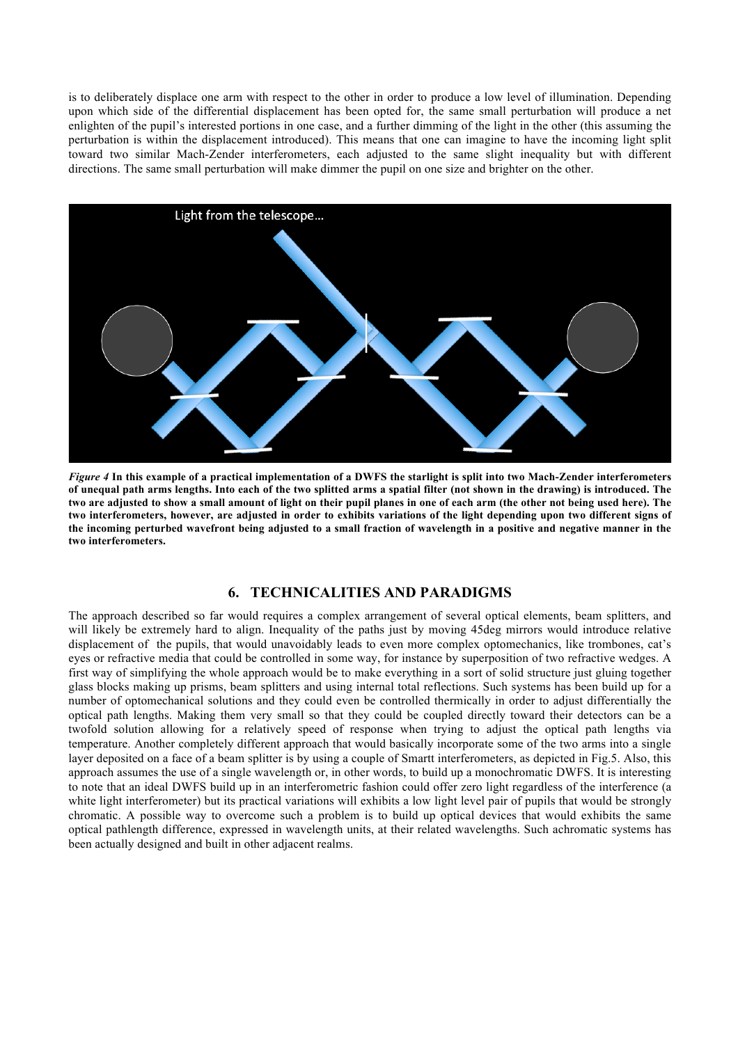is to deliberately displace one arm with respect to the other in order to produce a low level of illumination. Depending upon which side of the differential displacement has been opted for, the same small perturbation will produce a net enlighten of the pupil's interested portions in one case, and a further dimming of the light in the other (this assuming the perturbation is within the displacement introduced). This means that one can imagine to have the incoming light split toward two similar Mach-Zender interferometers, each adjusted to the same slight inequality but with different directions. The same small perturbation will make dimmer the pupil on one size and brighter on the other.

*Figure 4* **In this example of a practical implementation of a DWFS the starlight is split into two Mach-Zender interferometers of unequal path arms lengths. Into each of the two splitted arms a spatial filter (not shown in the drawing) is introduced. The two are adjusted to show a small amount of light on their pupil planes in one of each arm (the other not being used here). The two interferometers, however, are adjusted in order to exhibits variations of the light depending upon two different signs of the incoming perturbed wavefront being adjusted to a small fraction of wavelength in a positive and negative manner in the two interferometers.**

## 6. TECHNICALITIES AND PARADIGMS

The approach described so far would requires a complex arrangement of several optical elements, beam splitters, and will likely be extremely hard to align. Inequality of the paths just by moving 45deg mirrors would introduce relative displacement of the pupils, that would unavoidably leads to even more complex optomechanics, like trombones, cat's eyes or refractive media that could be controlled in some way, for instance by superposition of two refractive wedges. A first way of simplifying the whole approach would be to make everything in a sort of solid structure just gluing together glass blocks making up prisms, beam splitters and using internal total reflections. Such systems has been build up for a number of optomechanical solutions and they could even be controlled thermically in order to adjust differentially the optical path lengths. Making them very small so that they could be coupled directly toward their detectors can be a twofold solution allowing for a relatively speed of response when trying to adjust the optical path lengths via temperature. Another completely different approach that would basically incorporate some of the two arms into a single layer deposited on a face of a beam splitter is by using a couple of Smartt interferometers, as depicted in Fig.5. Also, this approach assumes the use of a single wavelength or, in other words, to build up a monochromatic DWFS. It is interesting to note that an ideal DWFS build up in an interferometric fashion could offer zero light regardless of the interference (a white light interferometer) but its practical variations will exhibits a low light level pair of pupils that would be strongly chromatic. A possible way to overcome such a problem is to build up optical devices that would exhibits the same optical pathlength difference, expressed in wavelength units, at their related wavelengths. Such achromatic systems has been actually designed and built in other adjacent realms.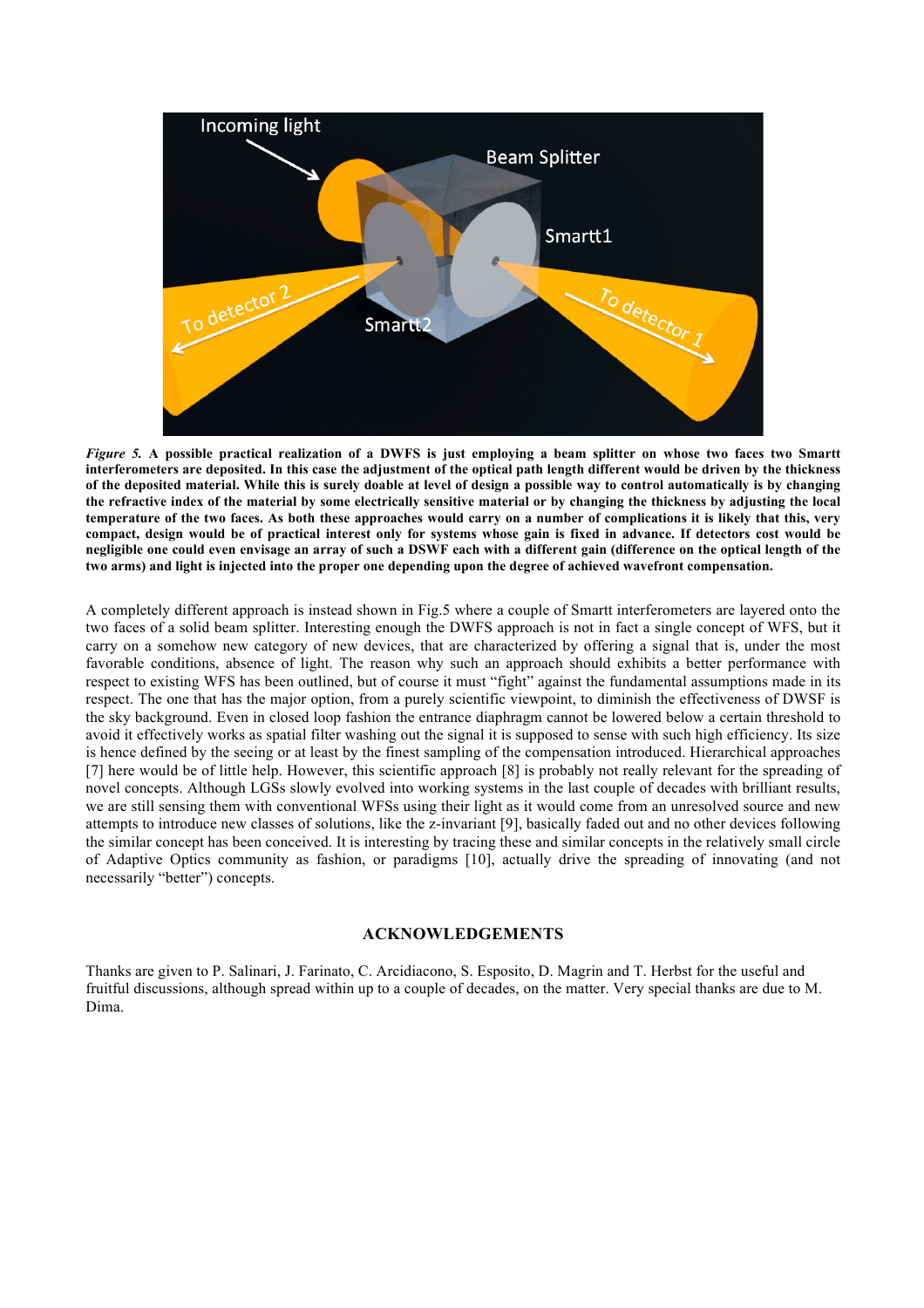*Figure 5.* **A possible practical realization of a DWFS is just employing a beam splitter on whose two faces two Smartt interferometers are deposited. In this case the adjustment of the optical path length different would be driven by the thickness of the deposited material. While this is surely doable at level of design a possible way to control automatically is by changing the refractive index of the material by some electrically sensitive material or by changing the thickness by adjusting the local temperature of the two faces. As both these approaches would carry on a number of complications it is likely that this, very compact, design would be of practical interest only for systems whose gain is fixed in advance. If detectors cost would be negligible one could even envisage an array of such a DSWF each with a different gain (difference on the optical length of the two arms) and light is injected into the proper one depending upon the degree of achieved wavefront compensation.**

A completely different approach is instead shown in Fig.5 where a couple of Smartt interferometers are layered onto the two faces of a solid beam splitter. Interesting enough the DWFS approach is not in fact a single concept of WFS, but it carry on a somehow new category of new devices, that are characterized by offering a signal that is, under the most favorable conditions, absence of light. The reason why such an approach should exhibits a better performance with respect to existing WFS has been outlined, but of course it must "fight" against the fundamental assumptions made in its respect. The one that has the major option, from a purely scientific viewpoint, to diminish the effectiveness of DWSF is the sky background. Even in closed loop fashion the entrance diaphragm cannot be lowered below a certain threshold to avoid it effectively works as spatial filter washing out the signal it is supposed to sense with such high efficiency. Its size is hence defined by the seeing or at least by the finest sampling of the compensation introduced. Hierarchical approaches [7] here would be of little help. However, this scientific approach [8] is probably not really relevant for the spreading of novel concepts. Although LGSs slowly evolved into working systems in the last couple of decades with brilliant results, we are still sensing them with conventional WFSs using their light as it would come from an unresolved source and new attempts to introduce new classes of solutions, like the z-invariant [9], basically faded out and no other devices following the similar concept has been conceived. It is interesting by tracing these and similar concepts in the relatively small circle of Adaptive Optics community as fashion, or paradigms [10], actually drive the spreading of innovating (and not necessarily "better") concepts.

## ACKNOWLEDGEMENTS

Thanks are given to P. Salinari, J. Farinato, C. Arcidiacono, S. Esposito, D. Magrin and T. Herbst for the useful and fruitful discussions, although spread within up to a couple of decades, on the matter. Very special thanks are due to M. Dima.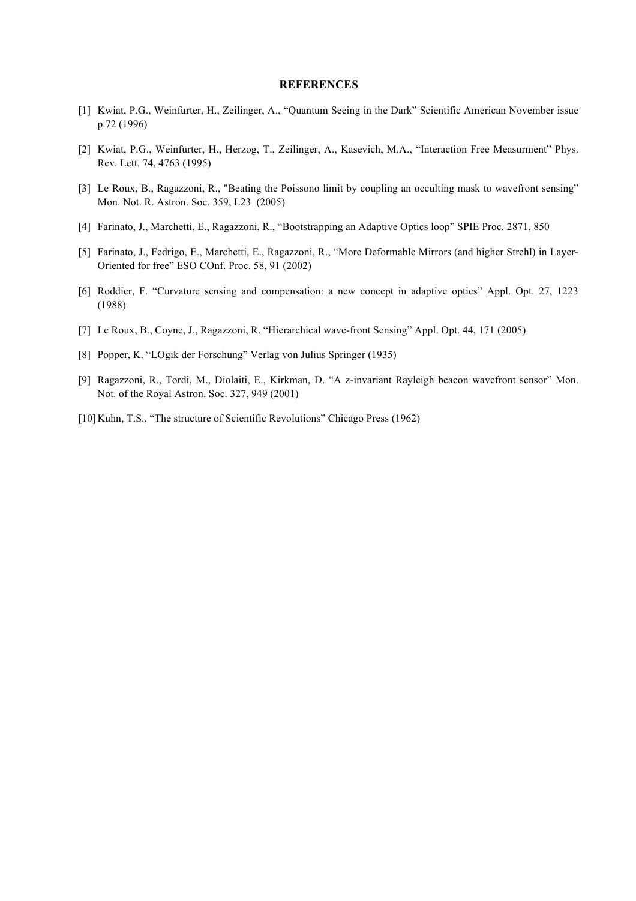## REFERENCES

[1] Kwiat, P.G., Weinfurter, H., Zeilinger, A., "Quantum Seeing in the Dark" Scientific American November issue p.72 (1996)

[2] Kwiat, P.G., Weinfurter, H., Herzog, T., Zeilinger, A., Kasevich, M.A., "Interaction Free Measurment" Phys. Rev. Lett. 74, 4763 (1995)

[3] Le Roux, B., Ragazzoni, R., "Beating the Poissono limit by coupling an occulting mask to wavefront sensing" Mon. Not. R. Astron. Soc. 359, L23 (2005)

[4] Farinato, J., Marchetti, E., Ragazzoni, R., "Bootstrapping an Adaptive Optics loop" SPIE Proc. 2871, 850

[5] Farinato, J., Fedrigo, E., Marchetti, E., Ragazzoni, R., "More Deformable Mirrors (and higher Strehl) in Layer-Oriented for free" ESO COnf. Proc. 58, 91 (2002)

[6] Roddier, F. "Curvature sensing and compensation: a new concept in adaptive optics" Appl. Opt. 27, 1223 (1988)

[7] Le Roux, B., Coyne, J., Ragazzoni, R. "Hierarchical wave-front Sensing" Appl. Opt. 44, 171 (2005)

[8] Popper, K. "LOgik der Forschung" Verlag von Julius Springer (1935)

[9] Ragazzoni, R., Tordi, M., Diolaiti, E., Kirkman, D. "A z-invariant Rayleigh beacon wavefront sensor" Mon. Not. of the Royal Astron. Soc. 327, 949 (2001)

[10] Kuhn, T.S., "The structure of Scientific Revolutions" Chicago Press (1962)